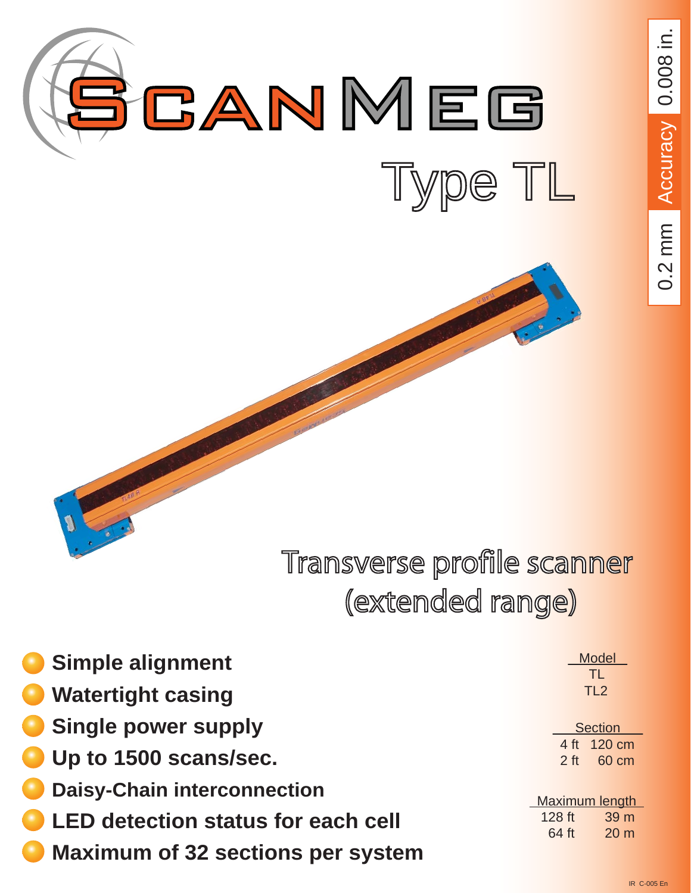# ScanMeg

## Type TL

0.2 mm Accuracy 0.008 in.

## Transverse profile scanner (extended range)

- **Simple alignment**
- **Watertight casing**
- **Single power supply**
- **Up to 1500 scans/sec.**
- **Daisy-Chain interconnection**
- **LED detection status for each cell**
- **Maximum of 32 sections per system**

| Model | Section | | Maximum length | |
|---|---|---|---|---|
| TL | 4 ft | 120 cm | 128 ft | 39 m |
| TL2 | 2 ft | 60 cm | 64 ft | 20 m |

IR C-005 En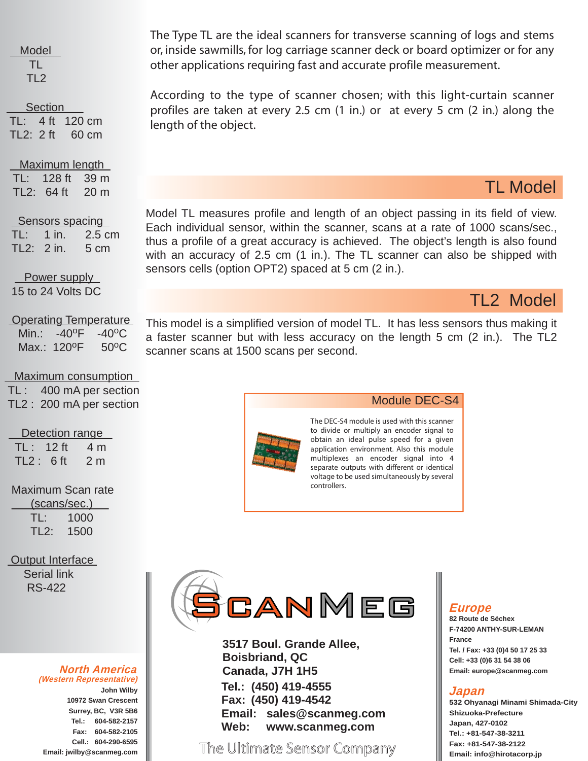The Type TL are the ideal scanners for transverse scanning of logs and stems or, inside sawmills, for log carriage scanner deck or board optimizer or for any other applications requiring fast and accurate profile measurement.

According to the type of scanner chosen; with this light-curtain scanner profiles are taken at every 2.5 cm (1 in.) or at every 5 cm (2 in.) along the length of the object.

**Model**
TL
TL2

**Section**
TL: 4 ft 120 cm
TL2: 2 ft 60 cm

**Maximum length**
TL: 128 ft 39 m
TL2: 64 ft 20 m

**Sensors spacing**
TL: 1 in. 2.5 cm
TL2: 2 in. 5 cm

**Power supply**
15 to 24 Volts DC

**Operating Temperature**
Min.: -40ºF -40ºC
Max.: 120ºF 50ºC

**Maximum consumption**
TL : 400 mA per section
TL2 : 200 mA per section

**Detection range**
TL : 12 ft 4 m
TL2 : 6 ft 2 m

**Maximum Scan rate (scans/sec.)**
TL: 1000
TL2: 1500

**Output Interface**
Serial link
RS-422

## TL Model

Model TL measures profile and length of an object passing in its field of view. Each individual sensor, within the scanner, scans at a rate of 1000 scans/sec., thus a profile of a great accuracy is achieved. The object's length is also found with an accuracy of 2.5 cm (1 in.). The TL scanner can also be shipped with sensors cells (option OPT2) spaced at 5 cm (2 in.).

## TL2 Model

This model is a simplified version of model TL. It has less sensors thus making it a faster scanner but with less accuracy on the length 5 cm (2 in.). The TL2 scanner scans at 1500 scans per second.

### Module DEC-S4

The DEC-S4 module is used with this scanner to divide or multiply an encoder signal to obtain an ideal pulse speed for a given application environment. Also this module multiplexes an encoder signal into 4 separate outputs with different or identical voltage to be used simultaneously by several controllers.

**SCANMEG**

**3517 Boul. Grande Allee,**
**Boisbriand, QC**
**Canada, J7H 1H5**
**Tel.: (450) 419-4555**
**Fax: (450) 419-4542**
**Email: sales@scanmeg.com**
**Web: www.scanmeg.com**

The Ultimate Sensor Company

***North America***
***(Western Representative)***
**John Wilby**
**10972 Swan Crescent**
**Surrey, BC, V3R 5B6**
**Tel.: 604-582-2157**
**Fax: 604-582-2105**
**Cell.: 604-290-6595**
**Email: jwilby@scanmeg.com**

***Europe***
**82 Route de Séchex**
**F-74200 ANTHY-SUR-LEMAN**
**France**
**Tel. / Fax: +33 (0)4 50 17 25 33**
**Cell: +33 (0)6 31 54 38 06**
**Email: europe@scanmeg.com**

***Japan***
**532 Ohyanagi Minami Shimada-City**
**Shizuoka-Prefecture**
**Japan, 427-0102**
**Tel.: +81-547-38-3211**
**Fax: +81-547-38-2122**
**Email: info@hirotacorp.jp**